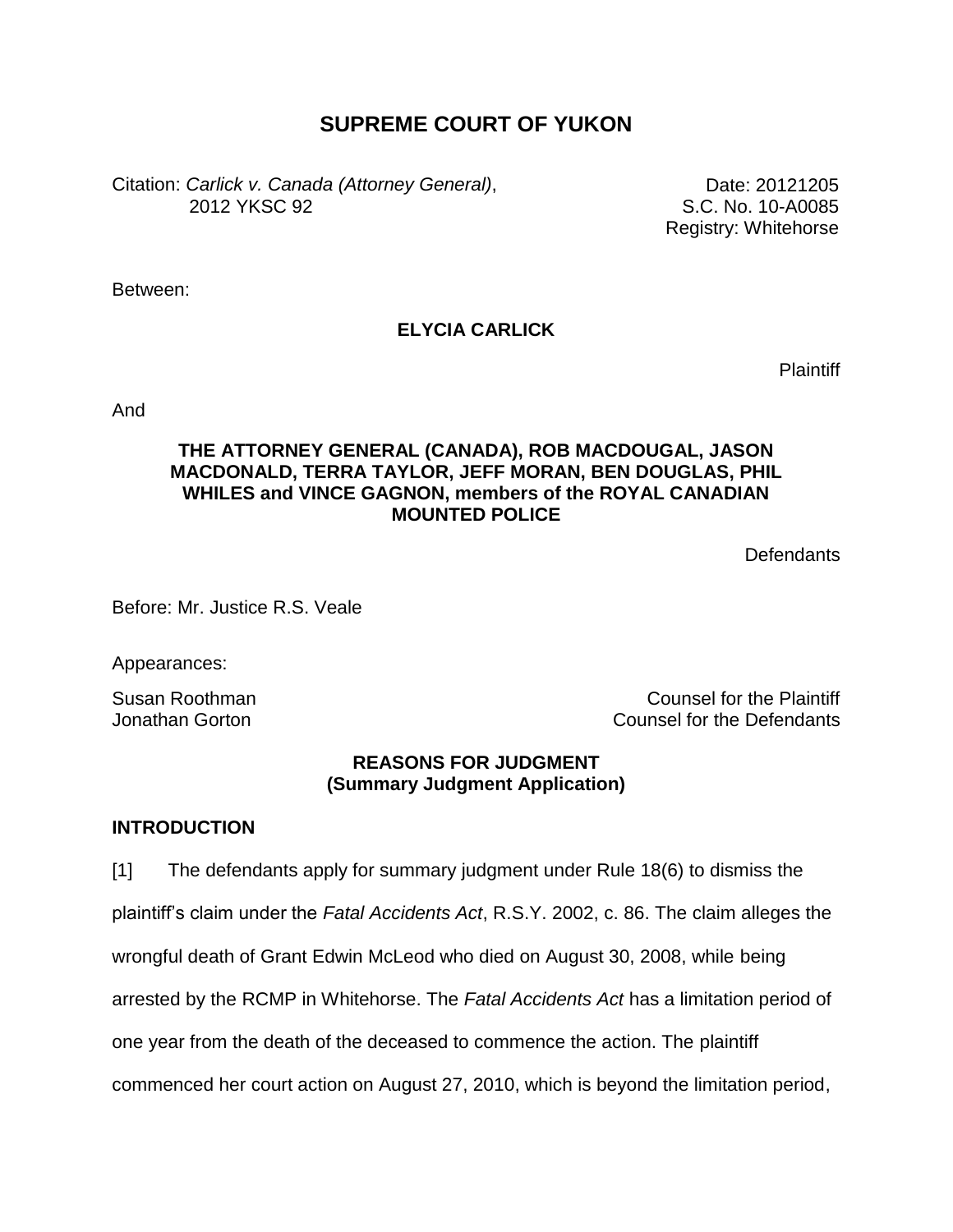# SUPREME COURT OF YUKON

Citation: *Carlick v. Canada (Attorney General)*, 2012 YKSC 92

Date: 20121205
S.C. No. 10-A0085
Registry: Whitehorse

Between:

**ELYCIA CARLICK**

Plaintiff

And

**THE ATTORNEY GENERAL (CANADA), ROB MACDOUGAL, JASON MACDONALD, TERRA TAYLOR, JEFF MORAN, BEN DOUGLAS, PHIL WHILES and VINCE GAGNON, members of the ROYAL CANADIAN MOUNTED POLICE**

Defendants

Before: Mr. Justice R.S. Veale

Appearances:

Susan Roothman — Counsel for the Plaintiff
Jonathan Gorton — Counsel for the Defendants

**REASONS FOR JUDGMENT**
**(Summary Judgment Application)**

## INTRODUCTION

[1] The defendants apply for summary judgment under Rule 18(6) to dismiss the plaintiff's claim under the *Fatal Accidents Act*, R.S.Y. 2002, c. 86. The claim alleges the wrongful death of Grant Edwin McLeod who died on August 30, 2008, while being arrested by the RCMP in Whitehorse. The *Fatal Accidents Act* has a limitation period of one year from the death of the deceased to commence the action. The plaintiff commenced her court action on August 27, 2010, which is beyond the limitation period,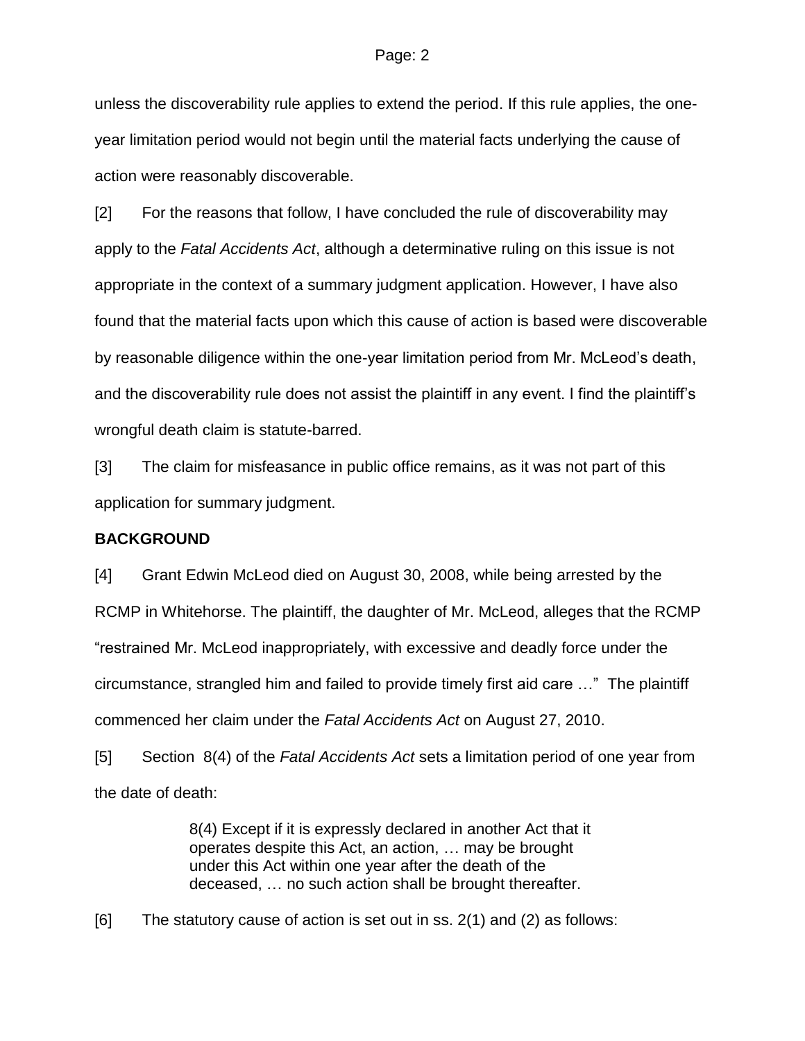unless the discoverability rule applies to extend the period. If this rule applies, the one-year limitation period would not begin until the material facts underlying the cause of action were reasonably discoverable.

[2] For the reasons that follow, I have concluded the rule of discoverability may apply to the *Fatal Accidents Act*, although a determinative ruling on this issue is not appropriate in the context of a summary judgment application. However, I have also found that the material facts upon which this cause of action is based were discoverable by reasonable diligence within the one-year limitation period from Mr. McLeod's death, and the discoverability rule does not assist the plaintiff in any event. I find the plaintiff's wrongful death claim is statute-barred.

[3] The claim for misfeasance in public office remains, as it was not part of this application for summary judgment.

**BACKGROUND**

[4] Grant Edwin McLeod died on August 30, 2008, while being arrested by the RCMP in Whitehorse. The plaintiff, the daughter of Mr. McLeod, alleges that the RCMP "restrained Mr. McLeod inappropriately, with excessive and deadly force under the circumstance, strangled him and failed to provide timely first aid care …" The plaintiff commenced her claim under the *Fatal Accidents Act* on August 27, 2010.

[5] Section 8(4) of the *Fatal Accidents Act* sets a limitation period of one year from the date of death:

> 8(4) Except if it is expressly declared in another Act that it operates despite this Act, an action, … may be brought under this Act within one year after the death of the deceased, … no such action shall be brought thereafter.

[6] The statutory cause of action is set out in ss. 2(1) and (2) as follows: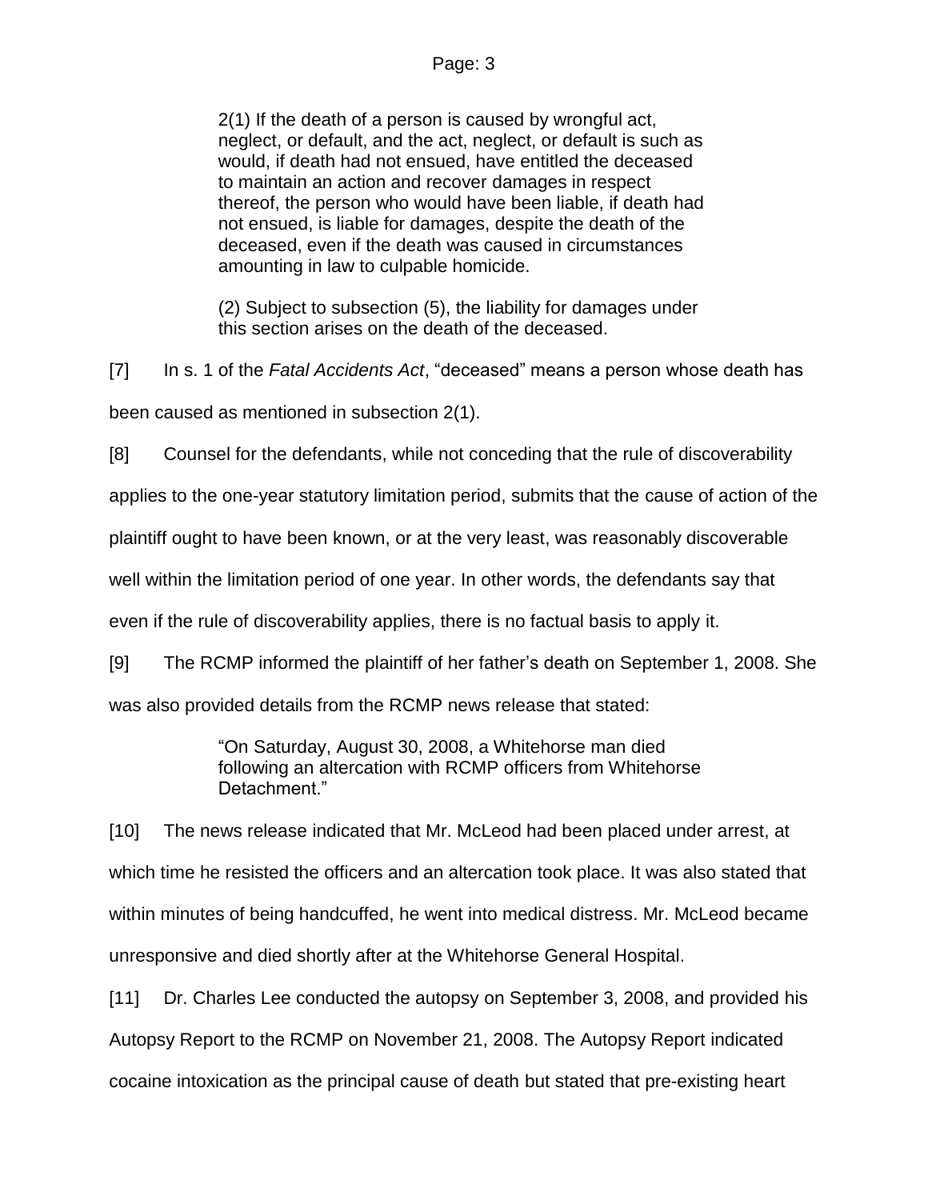> 2(1) If the death of a person is caused by wrongful act, neglect, or default, and the act, neglect, or default is such as would, if death had not ensued, have entitled the deceased to maintain an action and recover damages in respect thereof, the person who would have been liable, if death had not ensued, is liable for damages, despite the death of the deceased, even if the death was caused in circumstances amounting in law to culpable homicide.
>
> (2) Subject to subsection (5), the liability for damages under this section arises on the death of the deceased.

[7] In s. 1 of the *Fatal Accidents Act*, "deceased" means a person whose death has been caused as mentioned in subsection 2(1).

[8] Counsel for the defendants, while not conceding that the rule of discoverability applies to the one-year statutory limitation period, submits that the cause of action of the plaintiff ought to have been known, or at the very least, was reasonably discoverable well within the limitation period of one year. In other words, the defendants say that even if the rule of discoverability applies, there is no factual basis to apply it.

[9] The RCMP informed the plaintiff of her father's death on September 1, 2008. She was also provided details from the RCMP news release that stated:

> "On Saturday, August 30, 2008, a Whitehorse man died following an altercation with RCMP officers from Whitehorse Detachment."

[10] The news release indicated that Mr. McLeod had been placed under arrest, at which time he resisted the officers and an altercation took place. It was also stated that within minutes of being handcuffed, he went into medical distress. Mr. McLeod became unresponsive and died shortly after at the Whitehorse General Hospital.

[11] Dr. Charles Lee conducted the autopsy on September 3, 2008, and provided his Autopsy Report to the RCMP on November 21, 2008. The Autopsy Report indicated cocaine intoxication as the principal cause of death but stated that pre-existing heart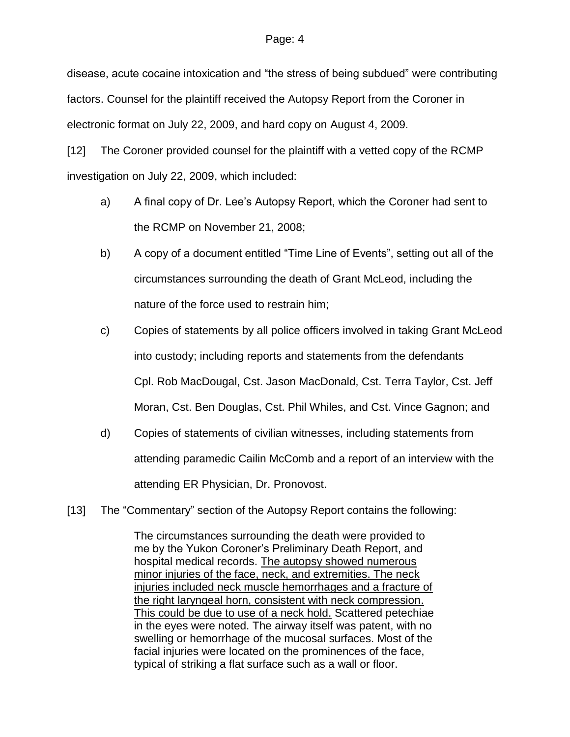disease, acute cocaine intoxication and "the stress of being subdued" were contributing factors. Counsel for the plaintiff received the Autopsy Report from the Coroner in electronic format on July 22, 2009, and hard copy on August 4, 2009.

[12] The Coroner provided counsel for the plaintiff with a vetted copy of the RCMP investigation on July 22, 2009, which included:

a) A final copy of Dr. Lee's Autopsy Report, which the Coroner had sent to the RCMP on November 21, 2008;

b) A copy of a document entitled "Time Line of Events", setting out all of the circumstances surrounding the death of Grant McLeod, including the nature of the force used to restrain him;

c) Copies of statements by all police officers involved in taking Grant McLeod into custody; including reports and statements from the defendants Cpl. Rob MacDougal, Cst. Jason MacDonald, Cst. Terra Taylor, Cst. Jeff Moran, Cst. Ben Douglas, Cst. Phil Whiles, and Cst. Vince Gagnon; and

d) Copies of statements of civilian witnesses, including statements from attending paramedic Cailin McComb and a report of an interview with the attending ER Physician, Dr. Pronovost.

[13] The "Commentary" section of the Autopsy Report contains the following:

> The circumstances surrounding the death were provided to me by the Yukon Coroner's Preliminary Death Report, and hospital medical records. <u>The autopsy showed numerous minor injuries of the face, neck, and extremities. The neck injuries included neck muscle hemorrhages and a fracture of the right laryngeal horn, consistent with neck compression. This could be due to use of a neck hold.</u> Scattered petechiae in the eyes were noted. The airway itself was patent, with no swelling or hemorrhage of the mucosal surfaces. Most of the facial injuries were located on the prominences of the face, typical of striking a flat surface such as a wall or floor.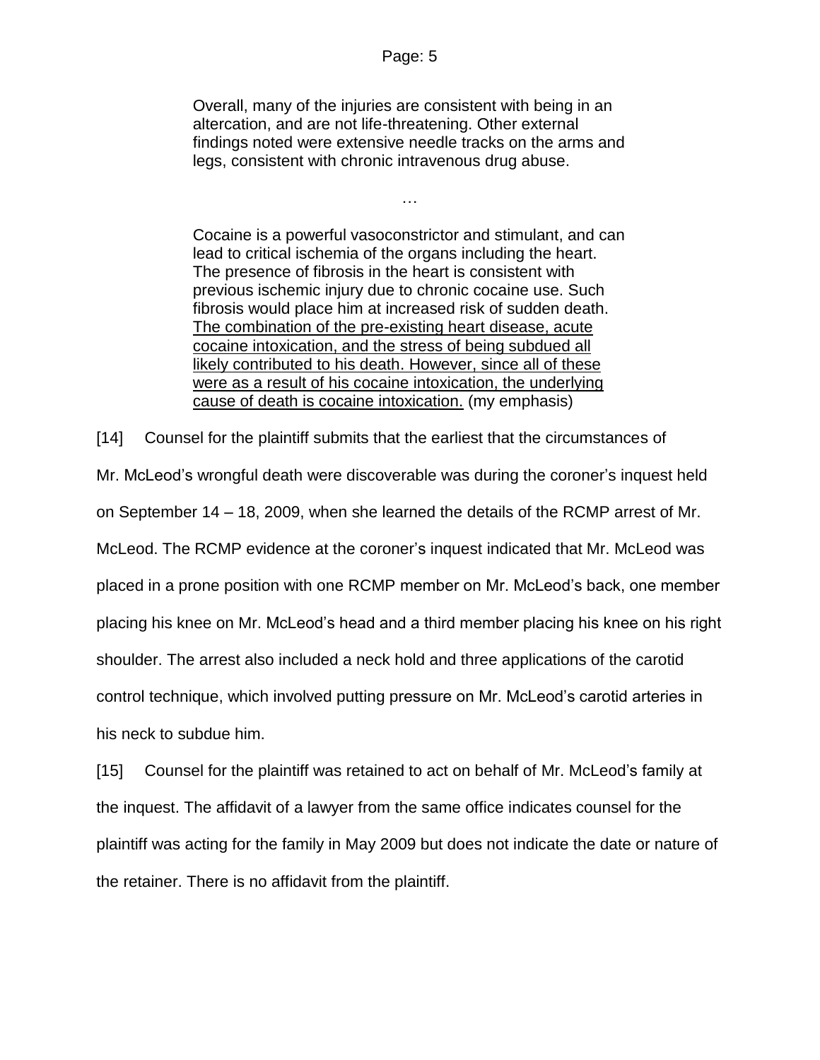> Overall, many of the injuries are consistent with being in an altercation, and are not life-threatening. Other external findings noted were extensive needle tracks on the arms and legs, consistent with chronic intravenous drug abuse.
>
> …
>
> Cocaine is a powerful vasoconstrictor and stimulant, and can lead to critical ischemia of the organs including the heart. The presence of fibrosis in the heart is consistent with previous ischemic injury due to chronic cocaine use. Such fibrosis would place him at increased risk of sudden death. <u>The combination of the pre-existing heart disease, acute cocaine intoxication, and the stress of being subdued all likely contributed to his death. However, since all of these were as a result of his cocaine intoxication, the underlying cause of death is cocaine intoxication.</u> (my emphasis)

[14] Counsel for the plaintiff submits that the earliest that the circumstances of Mr. McLeod's wrongful death were discoverable was during the coroner's inquest held on September 14 – 18, 2009, when she learned the details of the RCMP arrest of Mr. McLeod. The RCMP evidence at the coroner's inquest indicated that Mr. McLeod was placed in a prone position with one RCMP member on Mr. McLeod's back, one member placing his knee on Mr. McLeod's head and a third member placing his knee on his right shoulder. The arrest also included a neck hold and three applications of the carotid control technique, which involved putting pressure on Mr. McLeod's carotid arteries in his neck to subdue him.

[15] Counsel for the plaintiff was retained to act on behalf of Mr. McLeod's family at the inquest. The affidavit of a lawyer from the same office indicates counsel for the plaintiff was acting for the family in May 2009 but does not indicate the date or nature of the retainer. There is no affidavit from the plaintiff.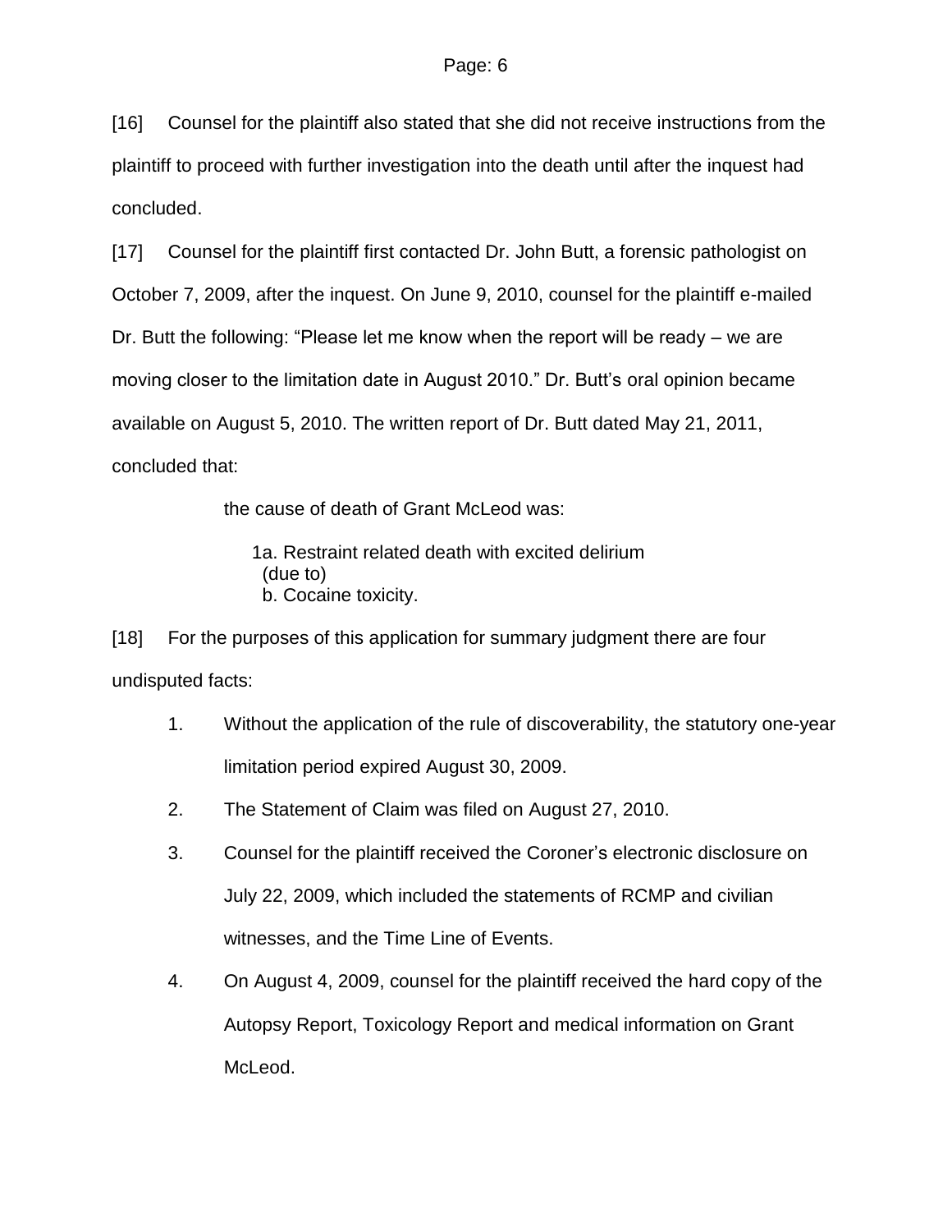[16] Counsel for the plaintiff also stated that she did not receive instructions from the plaintiff to proceed with further investigation into the death until after the inquest had concluded.

[17] Counsel for the plaintiff first contacted Dr. John Butt, a forensic pathologist on October 7, 2009, after the inquest. On June 9, 2010, counsel for the plaintiff e-mailed Dr. Butt the following: "Please let me know when the report will be ready – we are moving closer to the limitation date in August 2010." Dr. Butt's oral opinion became available on August 5, 2010. The written report of Dr. Butt dated May 21, 2011, concluded that:

> the cause of death of Grant McLeod was:
>
> 1a. Restraint related death with excited delirium
> (due to)
> b. Cocaine toxicity.

[18] For the purposes of this application for summary judgment there are four undisputed facts:

1. Without the application of the rule of discoverability, the statutory one-year limitation period expired August 30, 2009.
2. The Statement of Claim was filed on August 27, 2010.
3. Counsel for the plaintiff received the Coroner's electronic disclosure on July 22, 2009, which included the statements of RCMP and civilian witnesses, and the Time Line of Events.
4. On August 4, 2009, counsel for the plaintiff received the hard copy of the Autopsy Report, Toxicology Report and medical information on Grant McLeod.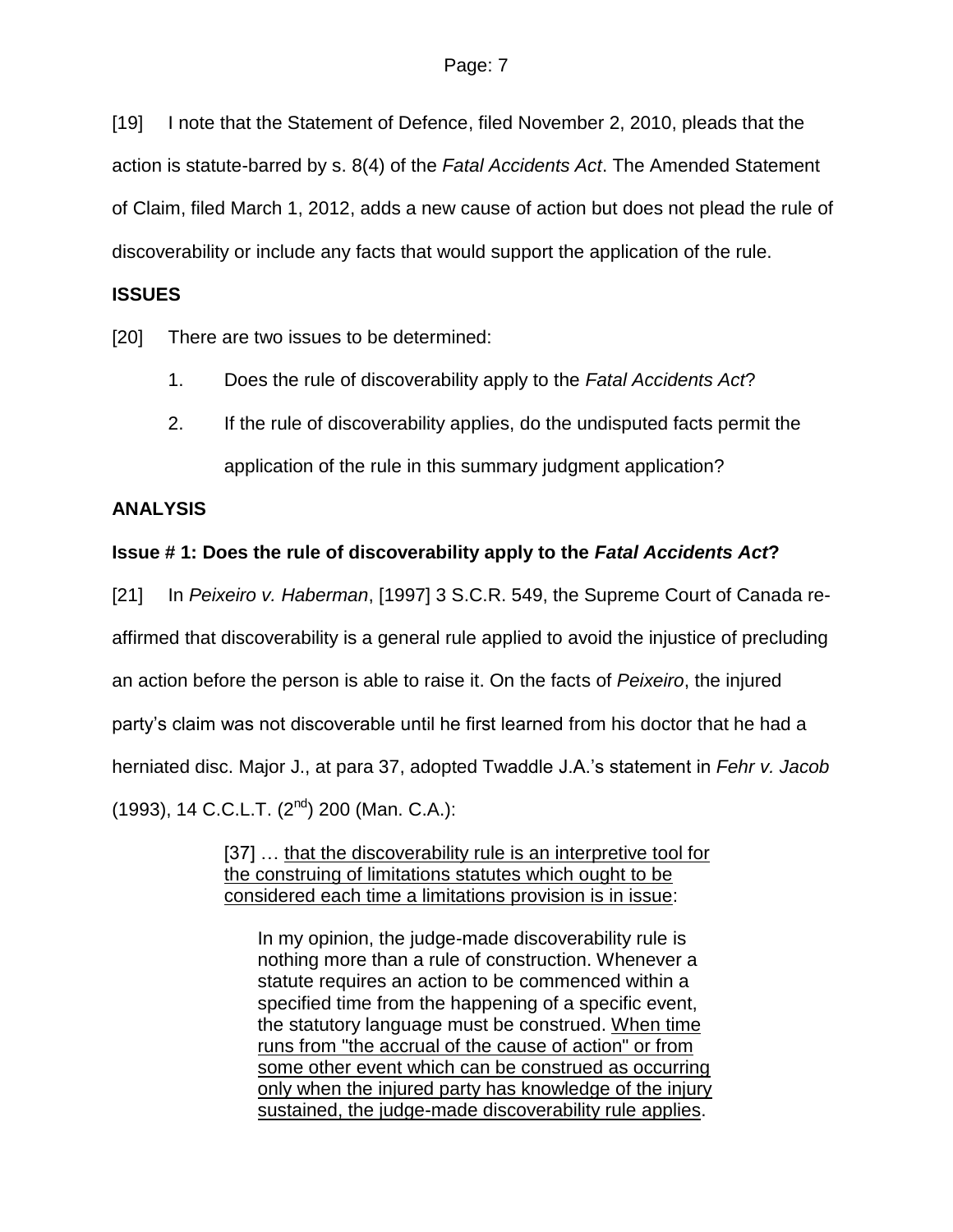[19] I note that the Statement of Defence, filed November 2, 2010, pleads that the action is statute-barred by s. 8(4) of the *Fatal Accidents Act*. The Amended Statement of Claim, filed March 1, 2012, adds a new cause of action but does not plead the rule of discoverability or include any facts that would support the application of the rule.

**ISSUES**

[20] There are two issues to be determined:

1. Does the rule of discoverability apply to the *Fatal Accidents Act*?
2. If the rule of discoverability applies, do the undisputed facts permit the application of the rule in this summary judgment application?

**ANALYSIS**

**Issue # 1: Does the rule of discoverability apply to the *Fatal Accidents Act*?**

[21] In *Peixeiro v. Haberman*, [1997] 3 S.C.R. 549, the Supreme Court of Canada re-affirmed that discoverability is a general rule applied to avoid the injustice of precluding an action before the person is able to raise it. On the facts of *Peixeiro*, the injured party's claim was not discoverable until he first learned from his doctor that he had a herniated disc. Major J., at para 37, adopted Twaddle J.A.'s statement in *Fehr v. Jacob* (1993), 14 C.C.L.T. (2nd) 200 (Man. C.A.):

> [37] … <u>that the discoverability rule is an interpretive tool for the construing of limitations statutes which ought to be considered each time a limitations provision is in issue</u>:
>
> > In my opinion, the judge-made discoverability rule is nothing more than a rule of construction. Whenever a statute requires an action to be commenced within a specified time from the happening of a specific event, the statutory language must be construed. <u>When time runs from "the accrual of the cause of action" or from some other event which can be construed as occurring only when the injured party has knowledge of the injury sustained, the judge-made discoverability rule applies</u>.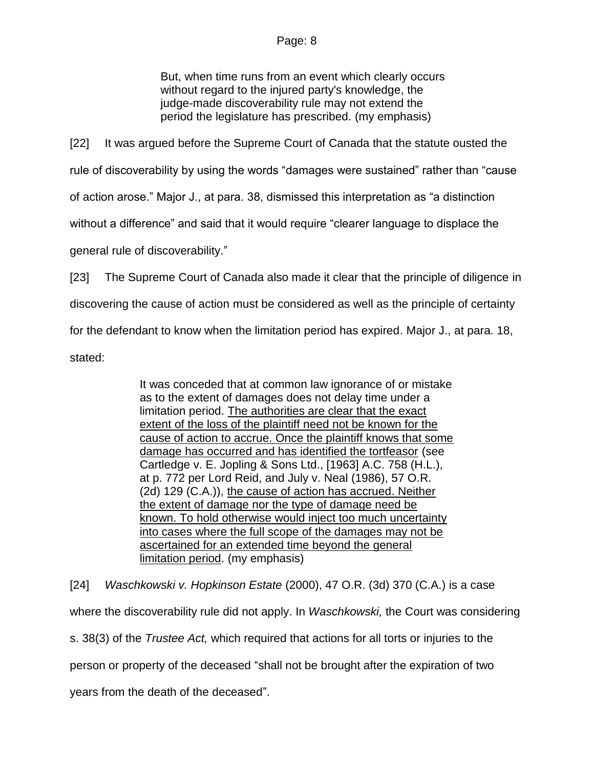> But, when time runs from an event which clearly occurs without regard to the injured party's knowledge, the judge-made discoverability rule may not extend the period the legislature has prescribed. (my emphasis)

[22] It was argued before the Supreme Court of Canada that the statute ousted the rule of discoverability by using the words "damages were sustained" rather than "cause of action arose." Major J., at para. 38, dismissed this interpretation as "a distinction without a difference" and said that it would require "clearer language to displace the general rule of discoverability."

[23] The Supreme Court of Canada also made it clear that the principle of diligence in discovering the cause of action must be considered as well as the principle of certainty for the defendant to know when the limitation period has expired. Major J., at para. 18, stated:

> It was conceded that at common law ignorance of or mistake as to the extent of damages does not delay time under a limitation period. <u>The authorities are clear that the exact extent of the loss of the plaintiff need not be known for the cause of action to accrue. Once the plaintiff knows that some damage has occurred and has identified the tortfeasor</u> (see Cartledge v. E. Jopling & Sons Ltd., [1963] A.C. 758 (H.L.), at p. 772 per Lord Reid, and July v. Neal (1986), 57 O.R. (2d) 129 (C.A.)), <u>the cause of action has accrued. Neither the extent of damage nor the type of damage need be known. To hold otherwise would inject too much uncertainty into cases where the full scope of the damages may not be ascertained for an extended time beyond the general limitation period</u>. (my emphasis)

[24] *Waschkowski v. Hopkinson Estate* (2000), 47 O.R. (3d) 370 (C.A.) is a case where the discoverability rule did not apply. In *Waschkowski,* the Court was considering s. 38(3) of the *Trustee Act,* which required that actions for all torts or injuries to the person or property of the deceased "shall not be brought after the expiration of two years from the death of the deceased".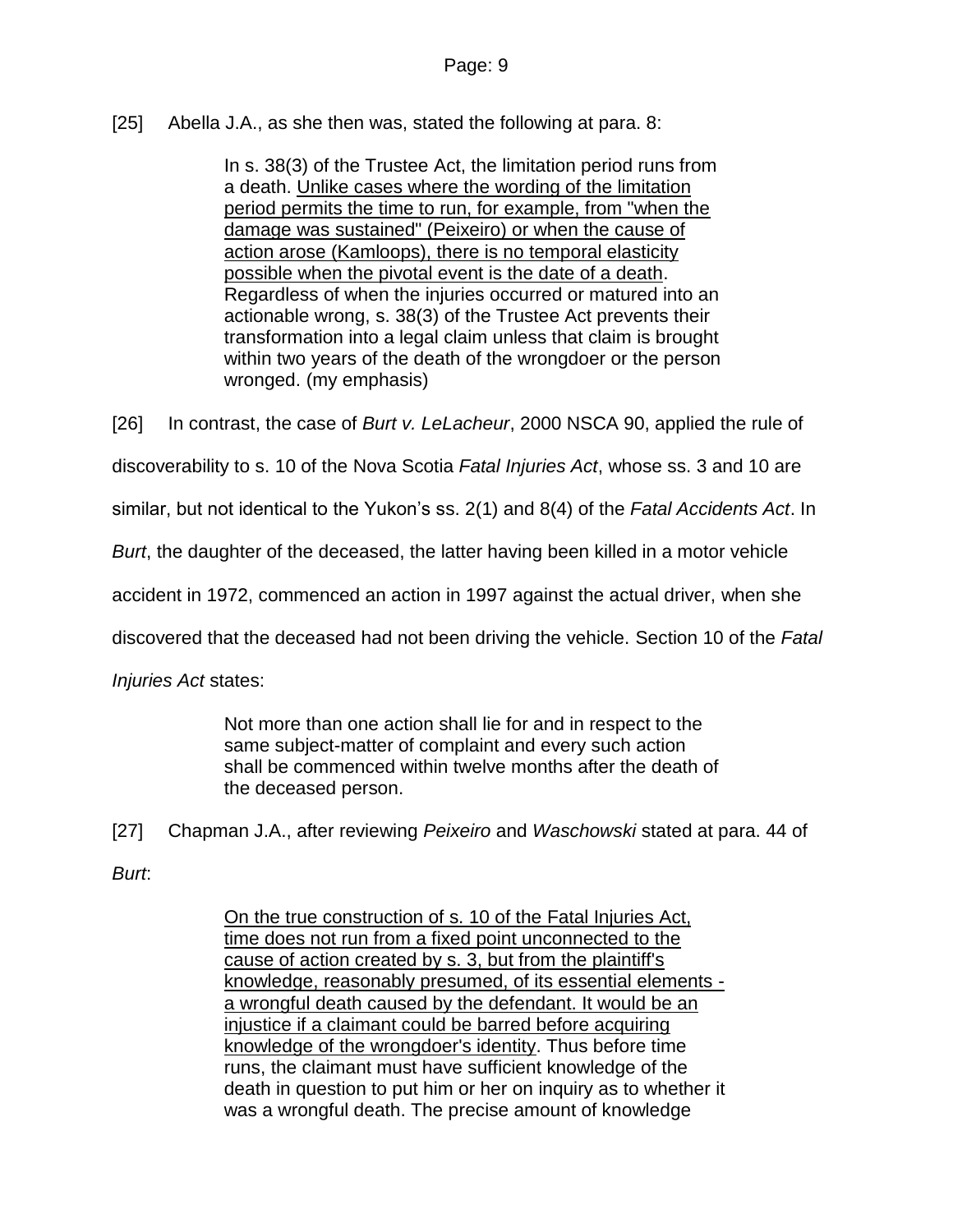[25] Abella J.A., as she then was, stated the following at para. 8:

> In s. 38(3) of the Trustee Act, the limitation period runs from a death. <u>Unlike cases where the wording of the limitation period permits the time to run, for example, from "when the damage was sustained" (Peixeiro) or when the cause of action arose (Kamloops), there is no temporal elasticity possible when the pivotal event is the date of a death</u>. Regardless of when the injuries occurred or matured into an actionable wrong, s. 38(3) of the Trustee Act prevents their transformation into a legal claim unless that claim is brought within two years of the death of the wrongdoer or the person wronged. (my emphasis)

[26] In contrast, the case of *Burt v. LeLacheur*, 2000 NSCA 90, applied the rule of discoverability to s. 10 of the Nova Scotia *Fatal Injuries Act*, whose ss. 3 and 10 are similar, but not identical to the Yukon's ss. 2(1) and 8(4) of the *Fatal Accidents Act*. In *Burt*, the daughter of the deceased, the latter having been killed in a motor vehicle accident in 1972, commenced an action in 1997 against the actual driver, when she discovered that the deceased had not been driving the vehicle. Section 10 of the *Fatal Injuries Act* states:

> Not more than one action shall lie for and in respect to the same subject-matter of complaint and every such action shall be commenced within twelve months after the death of the deceased person.

[27] Chapman J.A., after reviewing *Peixeiro* and *Waschowski* stated at para. 44 of *Burt*:

> <u>On the true construction of s. 10 of the Fatal Injuries Act, time does not run from a fixed point unconnected to the cause of action created by s. 3, but from the plaintiff's knowledge, reasonably presumed, of its essential elements - a wrongful death caused by the defendant. It would be an injustice if a claimant could be barred before acquiring knowledge of the wrongdoer's identity</u>. Thus before time runs, the claimant must have sufficient knowledge of the death in question to put him or her on inquiry as to whether it was a wrongful death. The precise amount of knowledge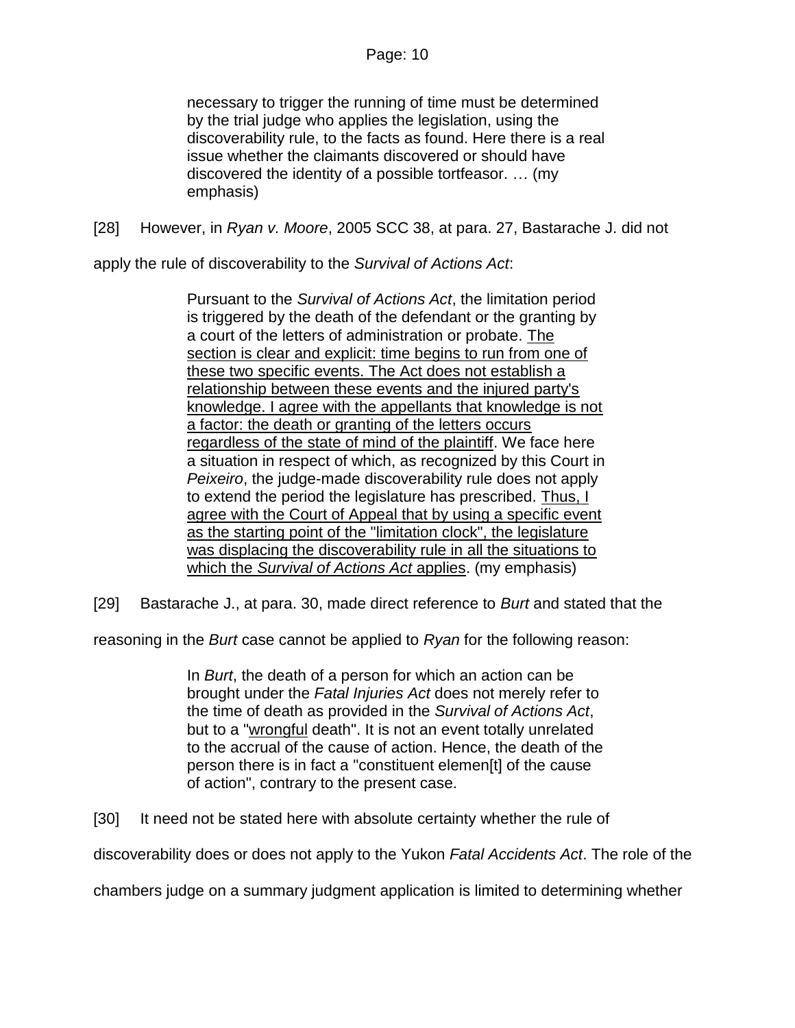> necessary to trigger the running of time must be determined by the trial judge who applies the legislation, using the discoverability rule, to the facts as found. Here there is a real issue whether the claimants discovered or should have discovered the identity of a possible tortfeasor. … (my emphasis)

[28] However, in *Ryan v. Moore*, 2005 SCC 38, at para. 27, Bastarache J. did not apply the rule of discoverability to the *Survival of Actions Act*:

> Pursuant to the *Survival of Actions Act*, the limitation period is triggered by the death of the defendant or the granting by a court of the letters of administration or probate. <u>The section is clear and explicit: time begins to run from one of these two specific events. The Act does not establish a relationship between these events and the injured party's knowledge. I agree with the appellants that knowledge is not a factor: the death or granting of the letters occurs regardless of the state of mind of the plaintiff</u>. We face here a situation in respect of which, as recognized by this Court in *Peixeiro*, the judge-made discoverability rule does not apply to extend the period the legislature has prescribed. <u>Thus, I agree with the Court of Appeal that by using a specific event as the starting point of the "limitation clock", the legislature was displacing the discoverability rule in all the situations to which the *Survival of Actions Act* applies</u>. (my emphasis)

[29] Bastarache J., at para. 30, made direct reference to *Burt* and stated that the reasoning in the *Burt* case cannot be applied to *Ryan* for the following reason:

> In *Burt*, the death of a person for which an action can be brought under the *Fatal Injuries Act* does not merely refer to the time of death as provided in the *Survival of Actions Act*, but to a "<u>wrongful</u> death". It is not an event totally unrelated to the accrual of the cause of action. Hence, the death of the person there is in fact a "constituent elemen[t] of the cause of action", contrary to the present case.

[30] It need not be stated here with absolute certainty whether the rule of discoverability does or does not apply to the Yukon *Fatal Accidents Act*. The role of the chambers judge on a summary judgment application is limited to determining whether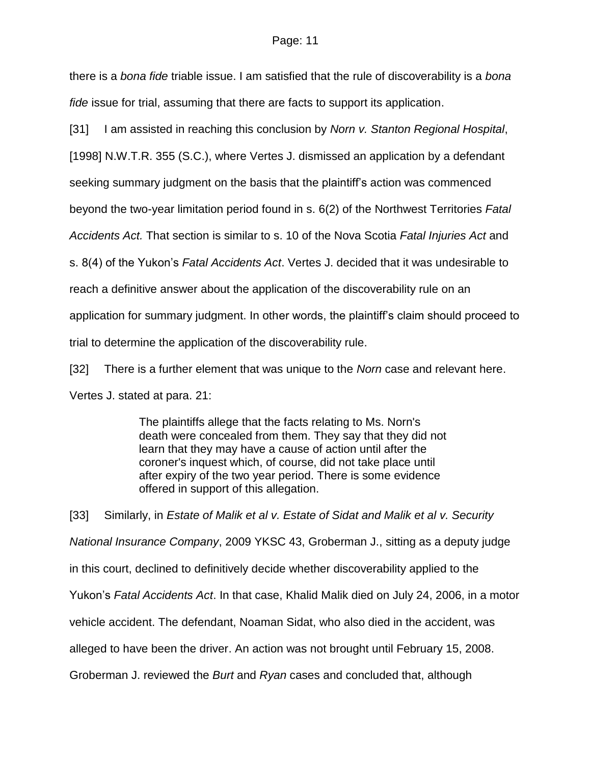there is a *bona fide* triable issue. I am satisfied that the rule of discoverability is a *bona fide* issue for trial, assuming that there are facts to support its application.

[31] I am assisted in reaching this conclusion by *Norn v. Stanton Regional Hospital*, [1998] N.W.T.R. 355 (S.C.), where Vertes J. dismissed an application by a defendant seeking summary judgment on the basis that the plaintiff's action was commenced beyond the two-year limitation period found in s. 6(2) of the Northwest Territories *Fatal Accidents Act.* That section is similar to s. 10 of the Nova Scotia *Fatal Injuries Act* and s. 8(4) of the Yukon's *Fatal Accidents Act*. Vertes J. decided that it was undesirable to reach a definitive answer about the application of the discoverability rule on an application for summary judgment. In other words, the plaintiff's claim should proceed to trial to determine the application of the discoverability rule.

[32] There is a further element that was unique to the *Norn* case and relevant here. Vertes J. stated at para. 21:

> The plaintiffs allege that the facts relating to Ms. Norn's death were concealed from them. They say that they did not learn that they may have a cause of action until after the coroner's inquest which, of course, did not take place until after expiry of the two year period. There is some evidence offered in support of this allegation.

[33] Similarly, in *Estate of Malik et al v. Estate of Sidat and Malik et al v. Security National Insurance Company*, 2009 YKSC 43, Groberman J., sitting as a deputy judge in this court, declined to definitively decide whether discoverability applied to the Yukon's *Fatal Accidents Act*. In that case, Khalid Malik died on July 24, 2006, in a motor vehicle accident. The defendant, Noaman Sidat, who also died in the accident, was alleged to have been the driver. An action was not brought until February 15, 2008. Groberman J. reviewed the *Burt* and *Ryan* cases and concluded that, although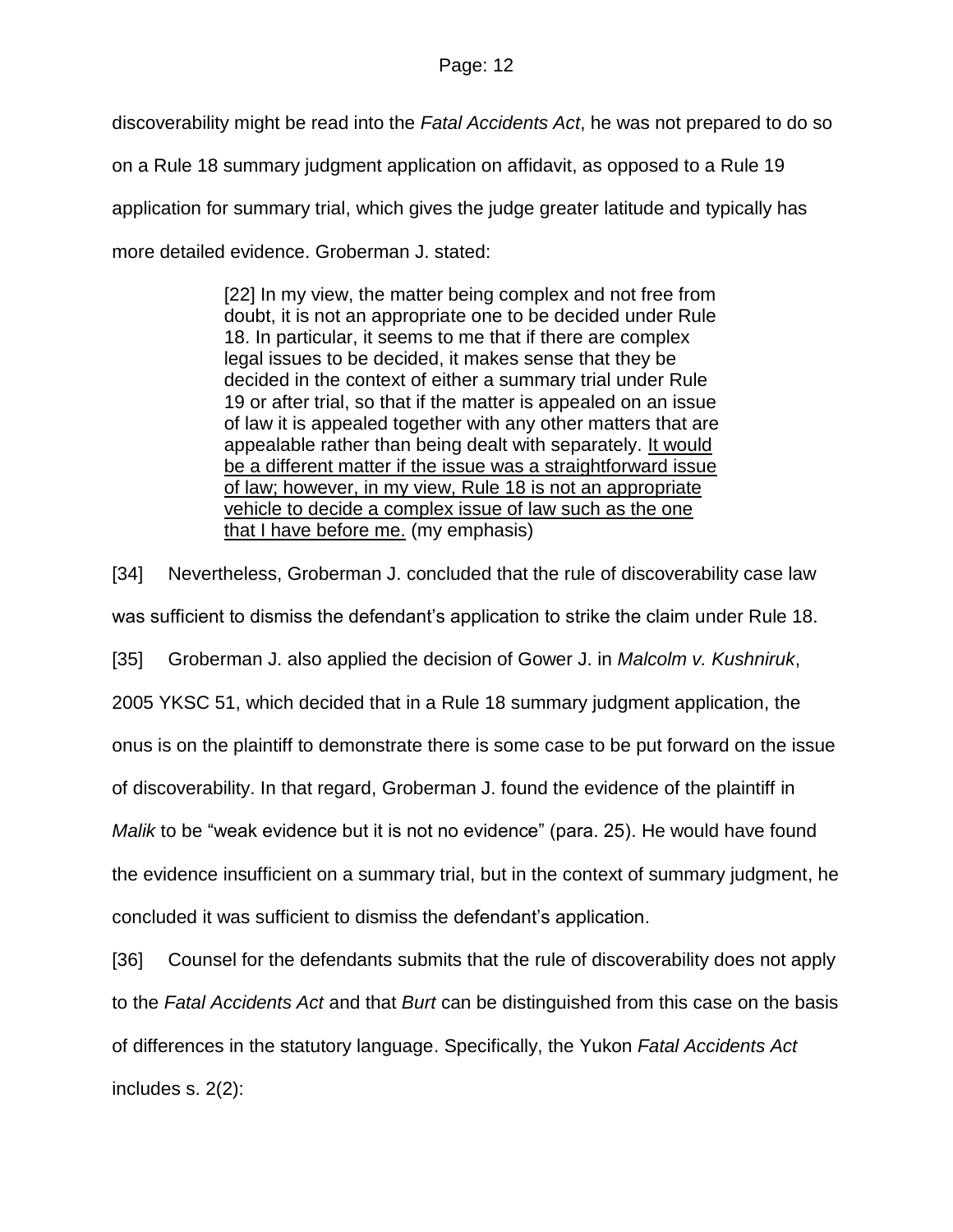discoverability might be read into the *Fatal Accidents Act*, he was not prepared to do so on a Rule 18 summary judgment application on affidavit, as opposed to a Rule 19 application for summary trial, which gives the judge greater latitude and typically has more detailed evidence. Groberman J. stated:

> [22] In my view, the matter being complex and not free from doubt, it is not an appropriate one to be decided under Rule 18. In particular, it seems to me that if there are complex legal issues to be decided, it makes sense that they be decided in the context of either a summary trial under Rule 19 or after trial, so that if the matter is appealed on an issue of law it is appealed together with any other matters that are appealable rather than being dealt with separately. <u>It would be a different matter if the issue was a straightforward issue of law; however, in my view, Rule 18 is not an appropriate vehicle to decide a complex issue of law such as the one that I have before me.</u> (my emphasis)

[34] Nevertheless, Groberman J. concluded that the rule of discoverability case law was sufficient to dismiss the defendant's application to strike the claim under Rule 18.

[35] Groberman J. also applied the decision of Gower J. in *Malcolm v. Kushniruk*, 2005 YKSC 51, which decided that in a Rule 18 summary judgment application, the onus is on the plaintiff to demonstrate there is some case to be put forward on the issue of discoverability. In that regard, Groberman J. found the evidence of the plaintiff in *Malik* to be "weak evidence but it is not no evidence" (para. 25). He would have found the evidence insufficient on a summary trial, but in the context of summary judgment, he concluded it was sufficient to dismiss the defendant's application.

[36] Counsel for the defendants submits that the rule of discoverability does not apply to the *Fatal Accidents Act* and that *Burt* can be distinguished from this case on the basis of differences in the statutory language. Specifically, the Yukon *Fatal Accidents Act* includes s. 2(2):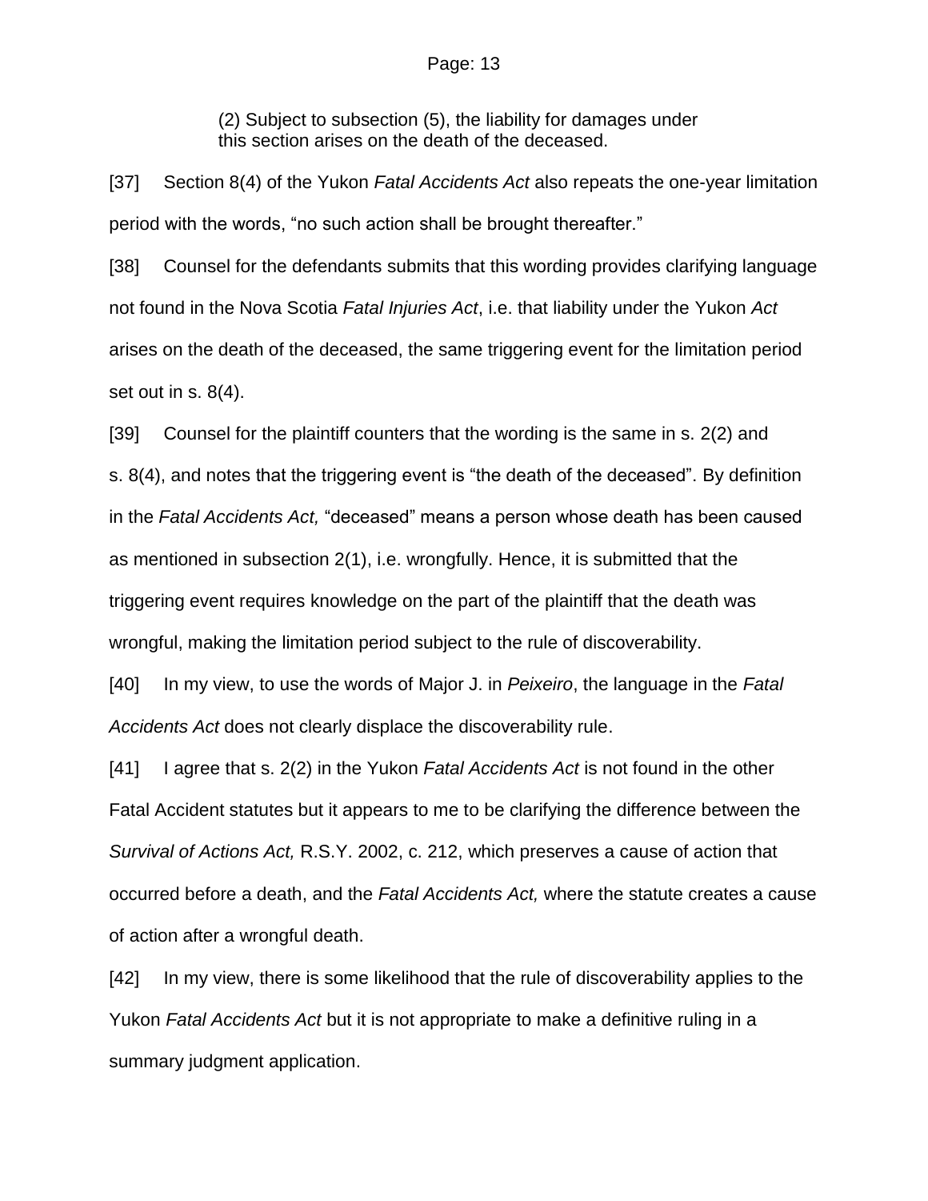> (2) Subject to subsection (5), the liability for damages under this section arises on the death of the deceased.

[37] Section 8(4) of the Yukon *Fatal Accidents Act* also repeats the one-year limitation period with the words, "no such action shall be brought thereafter."

[38] Counsel for the defendants submits that this wording provides clarifying language not found in the Nova Scotia *Fatal Injuries Act*, i.e. that liability under the Yukon *Act* arises on the death of the deceased, the same triggering event for the limitation period set out in s. 8(4).

[39] Counsel for the plaintiff counters that the wording is the same in s. 2(2) and s. 8(4), and notes that the triggering event is "the death of the deceased". By definition in the *Fatal Accidents Act,* "deceased" means a person whose death has been caused as mentioned in subsection 2(1), i.e. wrongfully. Hence, it is submitted that the triggering event requires knowledge on the part of the plaintiff that the death was wrongful, making the limitation period subject to the rule of discoverability.

[40] In my view, to use the words of Major J. in *Peixeiro*, the language in the *Fatal Accidents Act* does not clearly displace the discoverability rule.

[41] I agree that s. 2(2) in the Yukon *Fatal Accidents Act* is not found in the other Fatal Accident statutes but it appears to me to be clarifying the difference between the *Survival of Actions Act,* R.S.Y. 2002, c. 212, which preserves a cause of action that occurred before a death, and the *Fatal Accidents Act,* where the statute creates a cause of action after a wrongful death.

[42] In my view, there is some likelihood that the rule of discoverability applies to the Yukon *Fatal Accidents Act* but it is not appropriate to make a definitive ruling in a summary judgment application.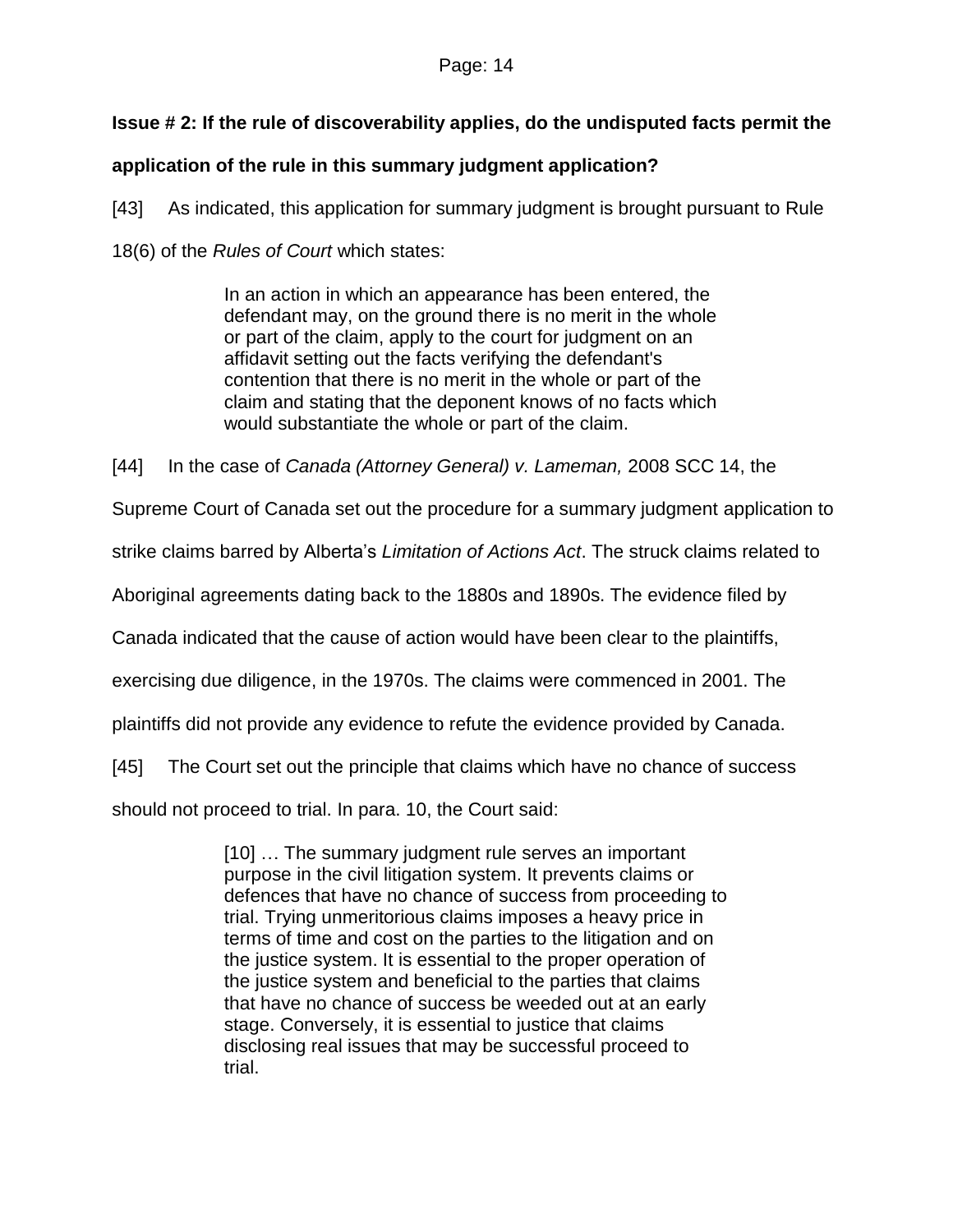**Issue # 2: If the rule of discoverability applies, do the undisputed facts permit the application of the rule in this summary judgment application?**

[43] As indicated, this application for summary judgment is brought pursuant to Rule 18(6) of the *Rules of Court* which states:

> In an action in which an appearance has been entered, the defendant may, on the ground there is no merit in the whole or part of the claim, apply to the court for judgment on an affidavit setting out the facts verifying the defendant's contention that there is no merit in the whole or part of the claim and stating that the deponent knows of no facts which would substantiate the whole or part of the claim.

[44] In the case of *Canada (Attorney General) v. Lameman,* 2008 SCC 14, the Supreme Court of Canada set out the procedure for a summary judgment application to strike claims barred by Alberta's *Limitation of Actions Act*. The struck claims related to Aboriginal agreements dating back to the 1880s and 1890s. The evidence filed by Canada indicated that the cause of action would have been clear to the plaintiffs, exercising due diligence, in the 1970s. The claims were commenced in 2001. The plaintiffs did not provide any evidence to refute the evidence provided by Canada.

[45] The Court set out the principle that claims which have no chance of success should not proceed to trial. In para. 10, the Court said:

> [10] … The summary judgment rule serves an important purpose in the civil litigation system. It prevents claims or defences that have no chance of success from proceeding to trial. Trying unmeritorious claims imposes a heavy price in terms of time and cost on the parties to the litigation and on the justice system. It is essential to the proper operation of the justice system and beneficial to the parties that claims that have no chance of success be weeded out at an early stage. Conversely, it is essential to justice that claims disclosing real issues that may be successful proceed to trial.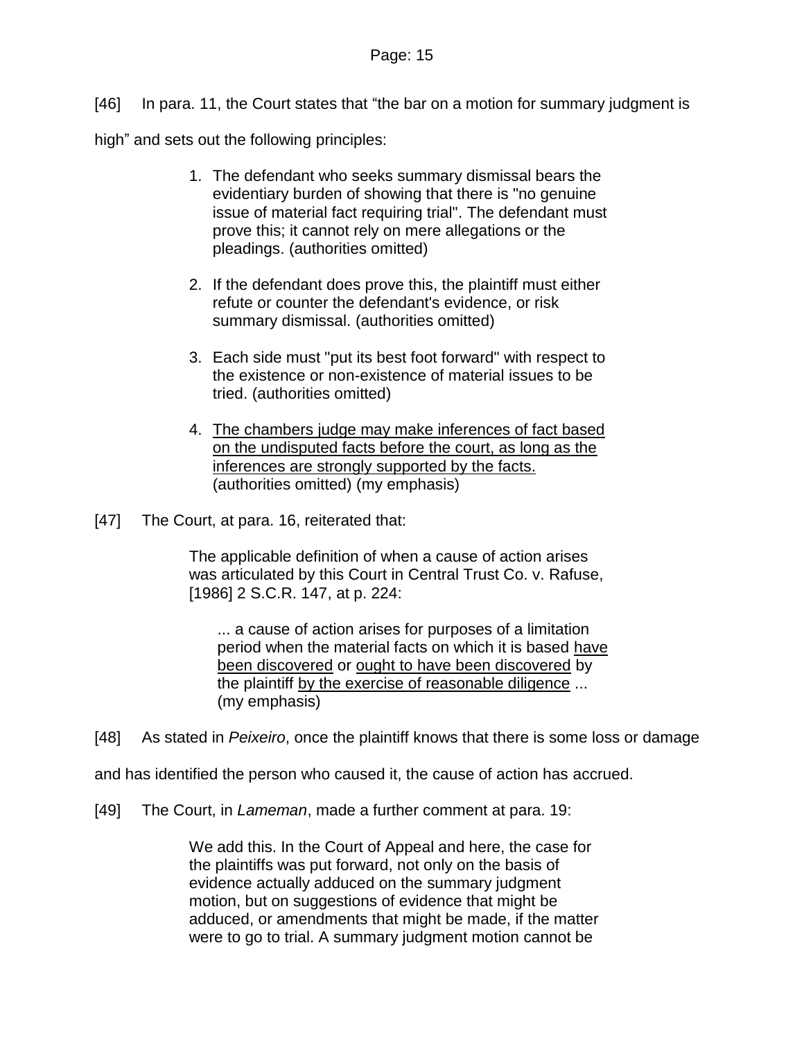[46] In para. 11, the Court states that "the bar on a motion for summary judgment is high" and sets out the following principles:

> 1. The defendant who seeks summary dismissal bears the evidentiary burden of showing that there is "no genuine issue of material fact requiring trial". The defendant must prove this; it cannot rely on mere allegations or the pleadings. (authorities omitted)
>
> 2. If the defendant does prove this, the plaintiff must either refute or counter the defendant's evidence, or risk summary dismissal. (authorities omitted)
>
> 3. Each side must "put its best foot forward" with respect to the existence or non-existence of material issues to be tried. (authorities omitted)
>
> 4. <u>The chambers judge may make inferences of fact based on the undisputed facts before the court, as long as the inferences are strongly supported by the facts.</u> (authorities omitted) (my emphasis)

[47] The Court, at para. 16, reiterated that:

> The applicable definition of when a cause of action arises was articulated by this Court in Central Trust Co. v. Rafuse, [1986] 2 S.C.R. 147, at p. 224:
>
> > ... a cause of action arises for purposes of a limitation period when the material facts on which it is based <u>have been discovered</u> or <u>ought to have been discovered</u> by the plaintiff <u>by the exercise of reasonable diligence</u> ... (my emphasis)

[48] As stated in *Peixeiro*, once the plaintiff knows that there is some loss or damage and has identified the person who caused it, the cause of action has accrued.

[49] The Court, in *Lameman*, made a further comment at para. 19:

> We add this. In the Court of Appeal and here, the case for the plaintiffs was put forward, not only on the basis of evidence actually adduced on the summary judgment motion, but on suggestions of evidence that might be adduced, or amendments that might be made, if the matter were to go to trial. A summary judgment motion cannot be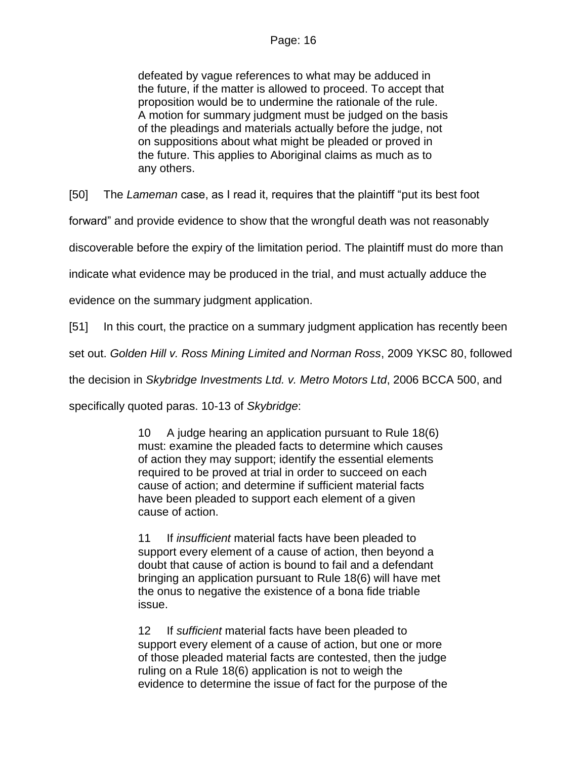> defeated by vague references to what may be adduced in the future, if the matter is allowed to proceed. To accept that proposition would be to undermine the rationale of the rule. A motion for summary judgment must be judged on the basis of the pleadings and materials actually before the judge, not on suppositions about what might be pleaded or proved in the future. This applies to Aboriginal claims as much as to any others.

[50] The *Lameman* case, as I read it, requires that the plaintiff "put its best foot forward" and provide evidence to show that the wrongful death was not reasonably discoverable before the expiry of the limitation period. The plaintiff must do more than indicate what evidence may be produced in the trial, and must actually adduce the evidence on the summary judgment application.

[51] In this court, the practice on a summary judgment application has recently been set out. *Golden Hill v. Ross Mining Limited and Norman Ross*, 2009 YKSC 80, followed the decision in *Skybridge Investments Ltd. v. Metro Motors Ltd*, 2006 BCCA 500, and specifically quoted paras. 10-13 of *Skybridge*:

> 10 A judge hearing an application pursuant to Rule 18(6) must: examine the pleaded facts to determine which causes of action they may support; identify the essential elements required to be proved at trial in order to succeed on each cause of action; and determine if sufficient material facts have been pleaded to support each element of a given cause of action.
>
> 11 If *insufficient* material facts have been pleaded to support every element of a cause of action, then beyond a doubt that cause of action is bound to fail and a defendant bringing an application pursuant to Rule 18(6) will have met the onus to negative the existence of a bona fide triable issue.
>
> 12 If *sufficient* material facts have been pleaded to support every element of a cause of action, but one or more of those pleaded material facts are contested, then the judge ruling on a Rule 18(6) application is not to weigh the evidence to determine the issue of fact for the purpose of the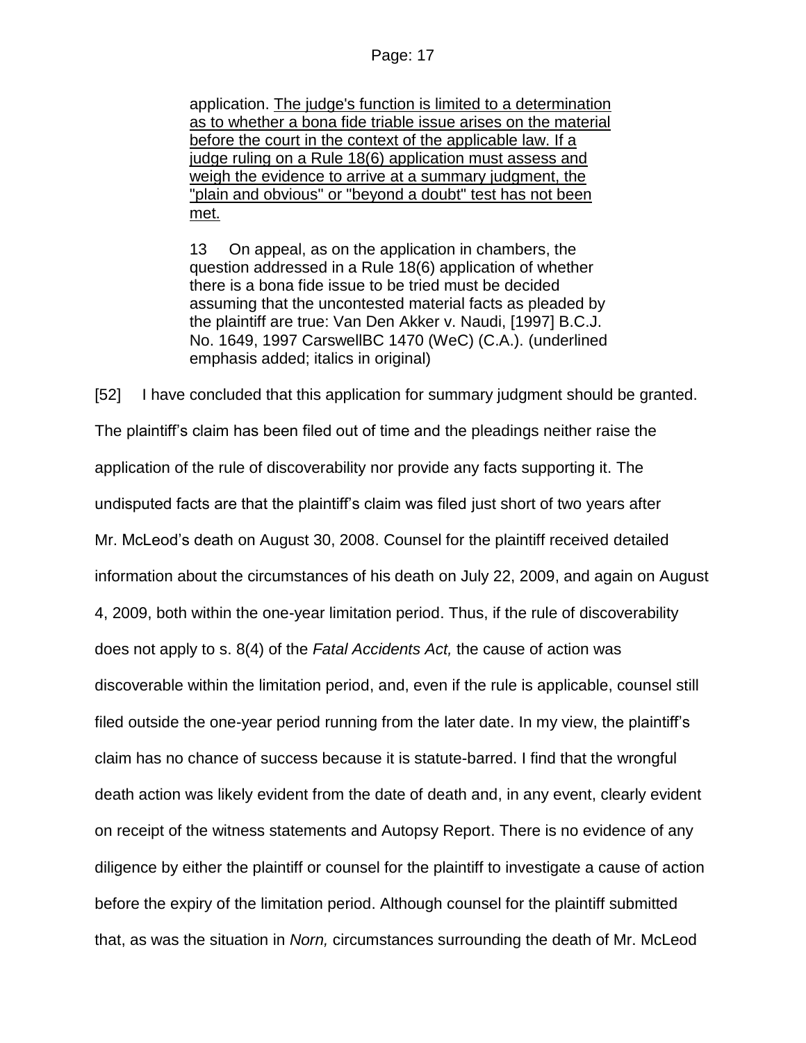> application. <u>The judge's function is limited to a determination as to whether a bona fide triable issue arises on the material before the court in the context of the applicable law. If a judge ruling on a Rule 18(6) application must assess and weigh the evidence to arrive at a summary judgment, the "plain and obvious" or "beyond a doubt" test has not been met.</u>
>
> 13 On appeal, as on the application in chambers, the question addressed in a Rule 18(6) application of whether there is a bona fide issue to be tried must be decided assuming that the uncontested material facts as pleaded by the plaintiff are true: Van Den Akker v. Naudi, [1997] B.C.J. No. 1649, 1997 CarswellBC 1470 (WeC) (C.A.). (underlined emphasis added; italics in original)

[52] I have concluded that this application for summary judgment should be granted. The plaintiff's claim has been filed out of time and the pleadings neither raise the application of the rule of discoverability nor provide any facts supporting it. The undisputed facts are that the plaintiff's claim was filed just short of two years after Mr. McLeod's death on August 30, 2008. Counsel for the plaintiff received detailed information about the circumstances of his death on July 22, 2009, and again on August 4, 2009, both within the one-year limitation period. Thus, if the rule of discoverability does not apply to s. 8(4) of the *Fatal Accidents Act,* the cause of action was discoverable within the limitation period, and, even if the rule is applicable, counsel still filed outside the one-year period running from the later date. In my view, the plaintiff's claim has no chance of success because it is statute-barred. I find that the wrongful death action was likely evident from the date of death and, in any event, clearly evident on receipt of the witness statements and Autopsy Report. There is no evidence of any diligence by either the plaintiff or counsel for the plaintiff to investigate a cause of action before the expiry of the limitation period. Although counsel for the plaintiff submitted that, as was the situation in *Norn,* circumstances surrounding the death of Mr. McLeod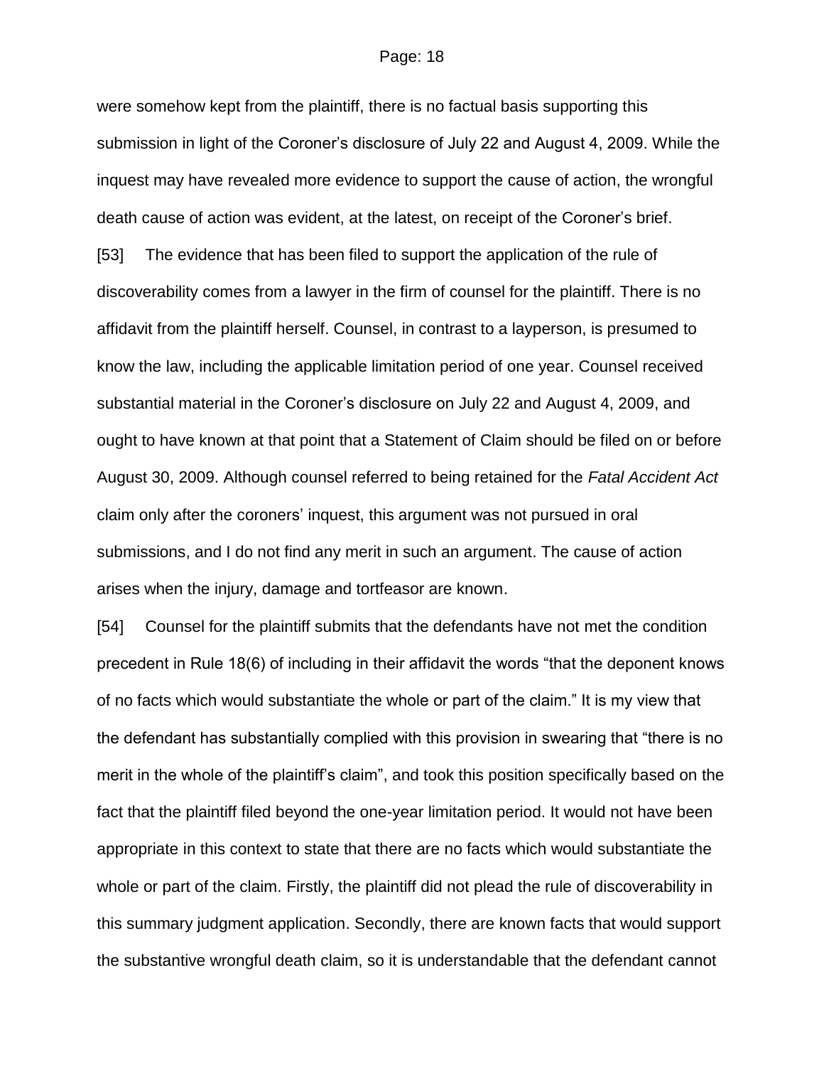were somehow kept from the plaintiff, there is no factual basis supporting this submission in light of the Coroner's disclosure of July 22 and August 4, 2009. While the inquest may have revealed more evidence to support the cause of action, the wrongful death cause of action was evident, at the latest, on receipt of the Coroner's brief.

[53] The evidence that has been filed to support the application of the rule of discoverability comes from a lawyer in the firm of counsel for the plaintiff. There is no affidavit from the plaintiff herself. Counsel, in contrast to a layperson, is presumed to know the law, including the applicable limitation period of one year. Counsel received substantial material in the Coroner's disclosure on July 22 and August 4, 2009, and ought to have known at that point that a Statement of Claim should be filed on or before August 30, 2009. Although counsel referred to being retained for the *Fatal Accident Act* claim only after the coroners' inquest, this argument was not pursued in oral submissions, and I do not find any merit in such an argument. The cause of action arises when the injury, damage and tortfeasor are known.

[54] Counsel for the plaintiff submits that the defendants have not met the condition precedent in Rule 18(6) of including in their affidavit the words "that the deponent knows of no facts which would substantiate the whole or part of the claim." It is my view that the defendant has substantially complied with this provision in swearing that "there is no merit in the whole of the plaintiff's claim", and took this position specifically based on the fact that the plaintiff filed beyond the one-year limitation period. It would not have been appropriate in this context to state that there are no facts which would substantiate the whole or part of the claim. Firstly, the plaintiff did not plead the rule of discoverability in this summary judgment application. Secondly, there are known facts that would support the substantive wrongful death claim, so it is understandable that the defendant cannot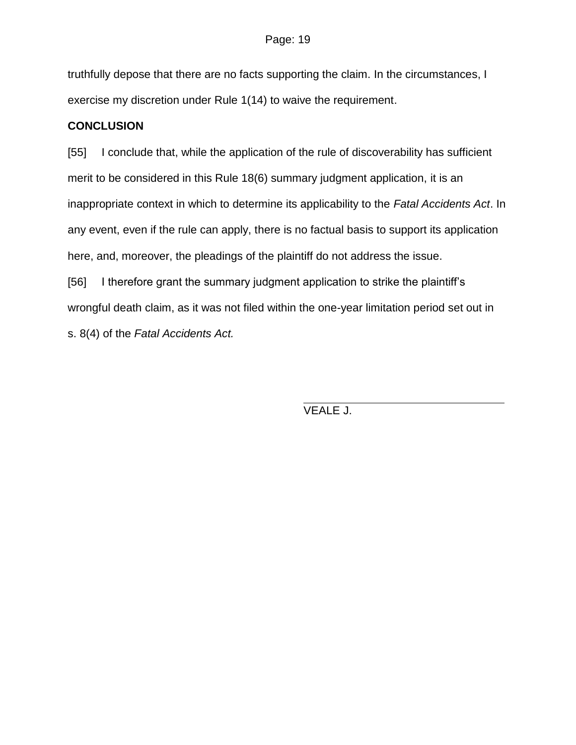truthfully depose that there are no facts supporting the claim. In the circumstances, I exercise my discretion under Rule 1(14) to waive the requirement.

**CONCLUSION**

[55] I conclude that, while the application of the rule of discoverability has sufficient merit to be considered in this Rule 18(6) summary judgment application, it is an inappropriate context in which to determine its applicability to the *Fatal Accidents Act*. In any event, even if the rule can apply, there is no factual basis to support its application here, and, moreover, the pleadings of the plaintiff do not address the issue.

[56] I therefore grant the summary judgment application to strike the plaintiff's wrongful death claim, as it was not filed within the one-year limitation period set out in s. 8(4) of the *Fatal Accidents Act.*

VEALE J.